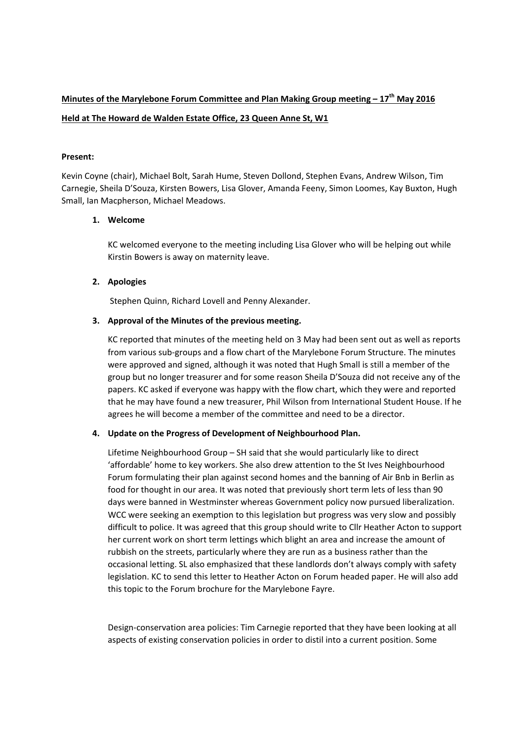**Minutes of the Marylebone Forum Committee and Plan Making Group meeting – 17th May 2016**

**Held at The Howard de Walden Estate Office, 23 Queen Anne St, W1**

**Present:**

Kevin Coyne (chair), Michael Bolt, Sarah Hume, Steven Dollond, Stephen Evans, Andrew Wilson, Tim Carnegie, Sheila D'Souza, Kirsten Bowers, Lisa Glover, Amanda Feeny, Simon Loomes, Kay Buxton, Hugh Small, Ian Macpherson, Michael Meadows.

1. **Welcome**

   KC welcomed everyone to the meeting including Lisa Glover who will be helping out while Kirstin Bowers is away on maternity leave.

2. **Apologies**

   Stephen Quinn, Richard Lovell and Penny Alexander.

3. **Approval of the Minutes of the previous meeting.**

   KC reported that minutes of the meeting held on 3 May had been sent out as well as reports from various sub-groups and a flow chart of the Marylebone Forum Structure. The minutes were approved and signed, although it was noted that Hugh Small is still a member of the group but no longer treasurer and for some reason Sheila D'Souza did not receive any of the papers. KC asked if everyone was happy with the flow chart, which they were and reported that he may have found a new treasurer, Phil Wilson from International Student House. If he agrees he will become a member of the committee and need to be a director.

4. **Update on the Progress of Development of Neighbourhood Plan.**

   Lifetime Neighbourhood Group – SH said that she would particularly like to direct 'affordable' home to key workers. She also drew attention to the St Ives Neighbourhood Forum formulating their plan against second homes and the banning of Air Bnb in Berlin as food for thought in our area. It was noted that previously short term lets of less than 90 days were banned in Westminster whereas Government policy now pursued liberalization. WCC were seeking an exemption to this legislation but progress was very slow and possibly difficult to police. It was agreed that this group should write to Cllr Heather Acton to support her current work on short term lettings which blight an area and increase the amount of rubbish on the streets, particularly where they are run as a business rather than the occasional letting. SL also emphasized that these landlords don't always comply with safety legislation. KC to send this letter to Heather Acton on Forum headed paper. He will also add this topic to the Forum brochure for the Marylebone Fayre.

   Design-conservation area policies: Tim Carnegie reported that they have been looking at all aspects of existing conservation policies in order to distil into a current position. Some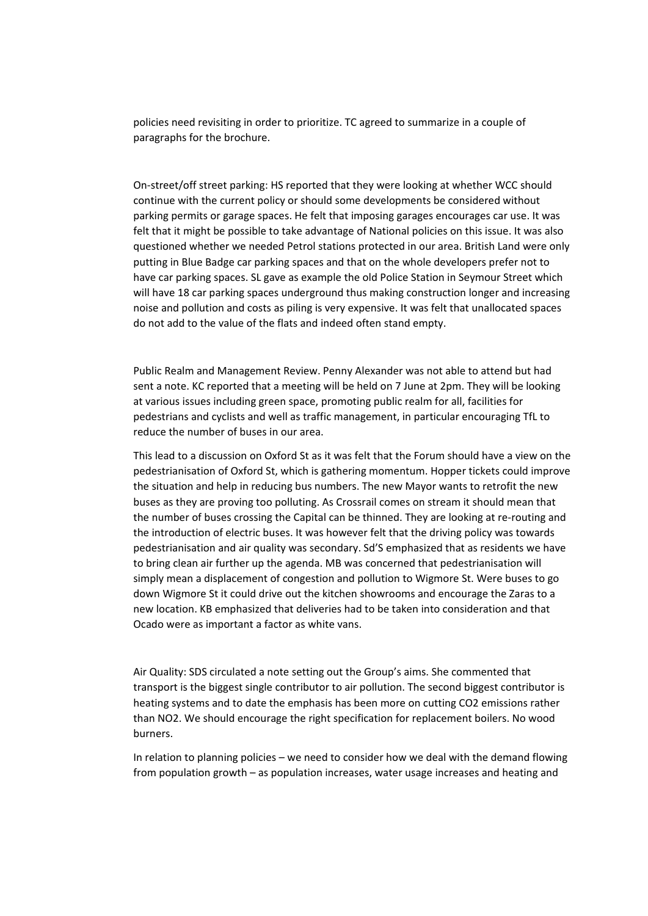policies need revisiting in order to prioritize. TC agreed to summarize in a couple of paragraphs for the brochure.

On-street/off street parking: HS reported that they were looking at whether WCC should continue with the current policy or should some developments be considered without parking permits or garage spaces. He felt that imposing garages encourages car use. It was felt that it might be possible to take advantage of National policies on this issue. It was also questioned whether we needed Petrol stations protected in our area. British Land were only putting in Blue Badge car parking spaces and that on the whole developers prefer not to have car parking spaces. SL gave as example the old Police Station in Seymour Street which will have 18 car parking spaces underground thus making construction longer and increasing noise and pollution and costs as piling is very expensive. It was felt that unallocated spaces do not add to the value of the flats and indeed often stand empty.

Public Realm and Management Review. Penny Alexander was not able to attend but had sent a note. KC reported that a meeting will be held on 7 June at 2pm. They will be looking at various issues including green space, promoting public realm for all, facilities for pedestrians and cyclists and well as traffic management, in particular encouraging TfL to reduce the number of buses in our area.

This lead to a discussion on Oxford St as it was felt that the Forum should have a view on the pedestrianisation of Oxford St, which is gathering momentum. Hopper tickets could improve the situation and help in reducing bus numbers. The new Mayor wants to retrofit the new buses as they are proving too polluting. As Crossrail comes on stream it should mean that the number of buses crossing the Capital can be thinned. They are looking at re-routing and the introduction of electric buses. It was however felt that the driving policy was towards pedestrianisation and air quality was secondary. Sd'S emphasized that as residents we have to bring clean air further up the agenda. MB was concerned that pedestrianisation will simply mean a displacement of congestion and pollution to Wigmore St. Were buses to go down Wigmore St it could drive out the kitchen showrooms and encourage the Zaras to a new location. KB emphasized that deliveries had to be taken into consideration and that Ocado were as important a factor as white vans.

Air Quality: SDS circulated a note setting out the Group's aims. She commented that transport is the biggest single contributor to air pollution. The second biggest contributor is heating systems and to date the emphasis has been more on cutting $CO_2$ emissions rather than $NO_2$. We should encourage the right specification for replacement boilers. No wood burners.

In relation to planning policies – we need to consider how we deal with the demand flowing from population growth – as population increases, water usage increases and heating and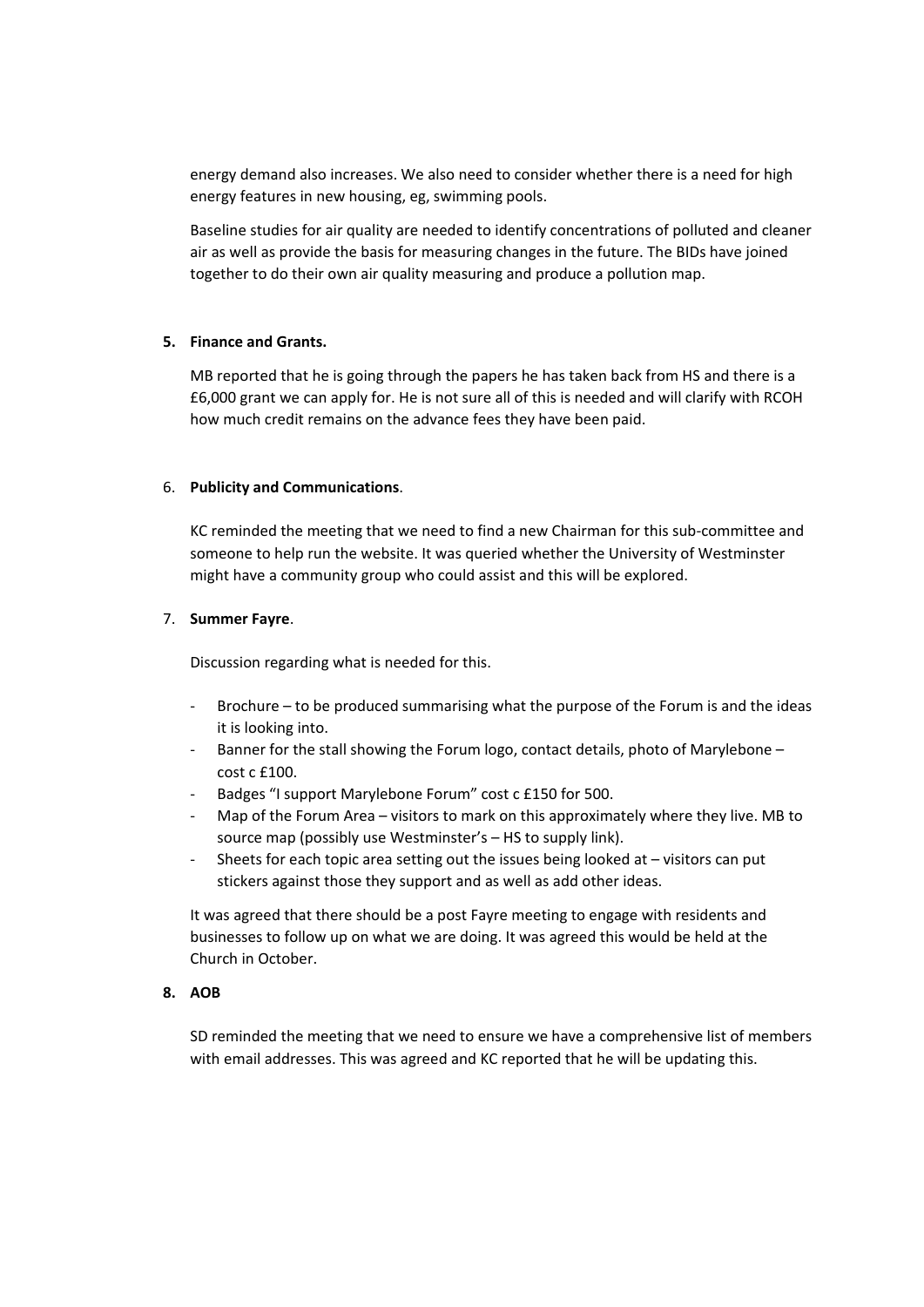energy demand also increases. We also need to consider whether there is a need for high energy features in new housing, eg, swimming pools.

Baseline studies for air quality are needed to identify concentrations of polluted and cleaner air as well as provide the basis for measuring changes in the future. The BIDs have joined together to do their own air quality measuring and produce a pollution map.

**5. Finance and Grants.**

MB reported that he is going through the papers he has taken back from HS and there is a £6,000 grant we can apply for. He is not sure all of this is needed and will clarify with RCOH how much credit remains on the advance fees they have been paid.

6. **Publicity and Communications**.

KC reminded the meeting that we need to find a new Chairman for this sub-committee and someone to help run the website. It was queried whether the University of Westminster might have a community group who could assist and this will be explored.

7. **Summer Fayre**.

Discussion regarding what is needed for this.

- Brochure – to be produced summarising what the purpose of the Forum is and the ideas it is looking into.
- Banner for the stall showing the Forum logo, contact details, photo of Marylebone – cost c £100.
- Badges "I support Marylebone Forum" cost c £150 for 500.
- Map of the Forum Area – visitors to mark on this approximately where they live. MB to source map (possibly use Westminster's – HS to supply link).
- Sheets for each topic area setting out the issues being looked at – visitors can put stickers against those they support and as well as add other ideas.

It was agreed that there should be a post Fayre meeting to engage with residents and businesses to follow up on what we are doing. It was agreed this would be held at the Church in October.

**8. AOB**

SD reminded the meeting that we need to ensure we have a comprehensive list of members with email addresses. This was agreed and KC reported that he will be updating this.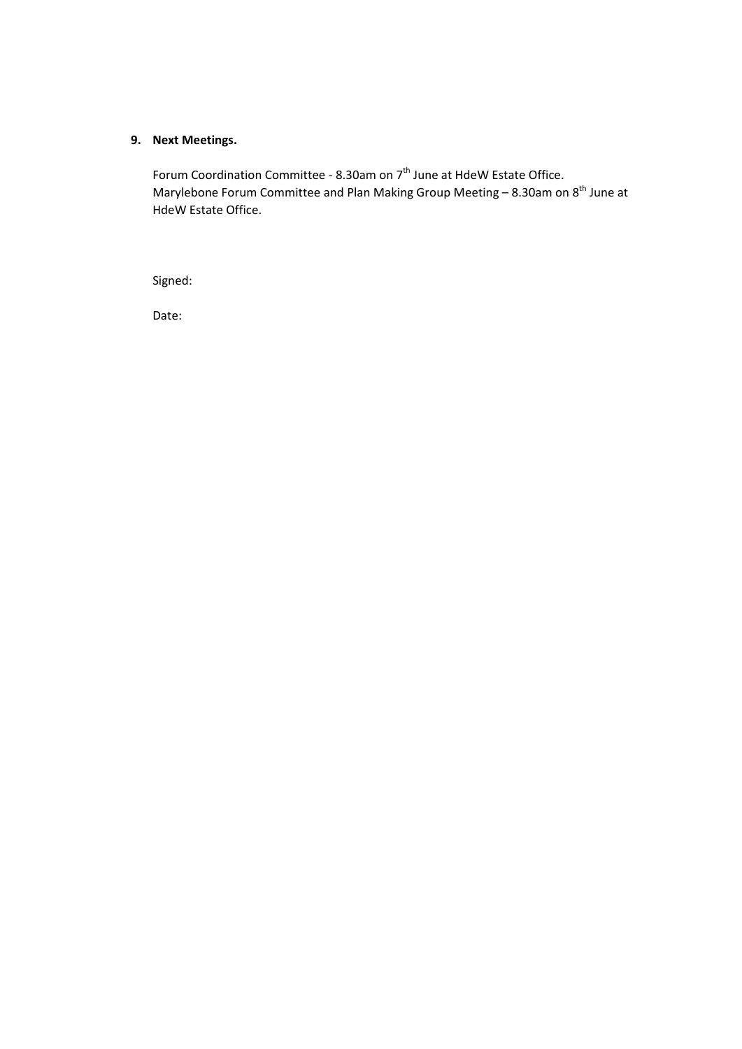**9. Next Meetings.**

Forum Coordination Committee - 8.30am on 7th June at HdeW Estate Office.
Marylebone Forum Committee and Plan Making Group Meeting – 8.30am on 8th June at HdeW Estate Office.

Signed:

Date: